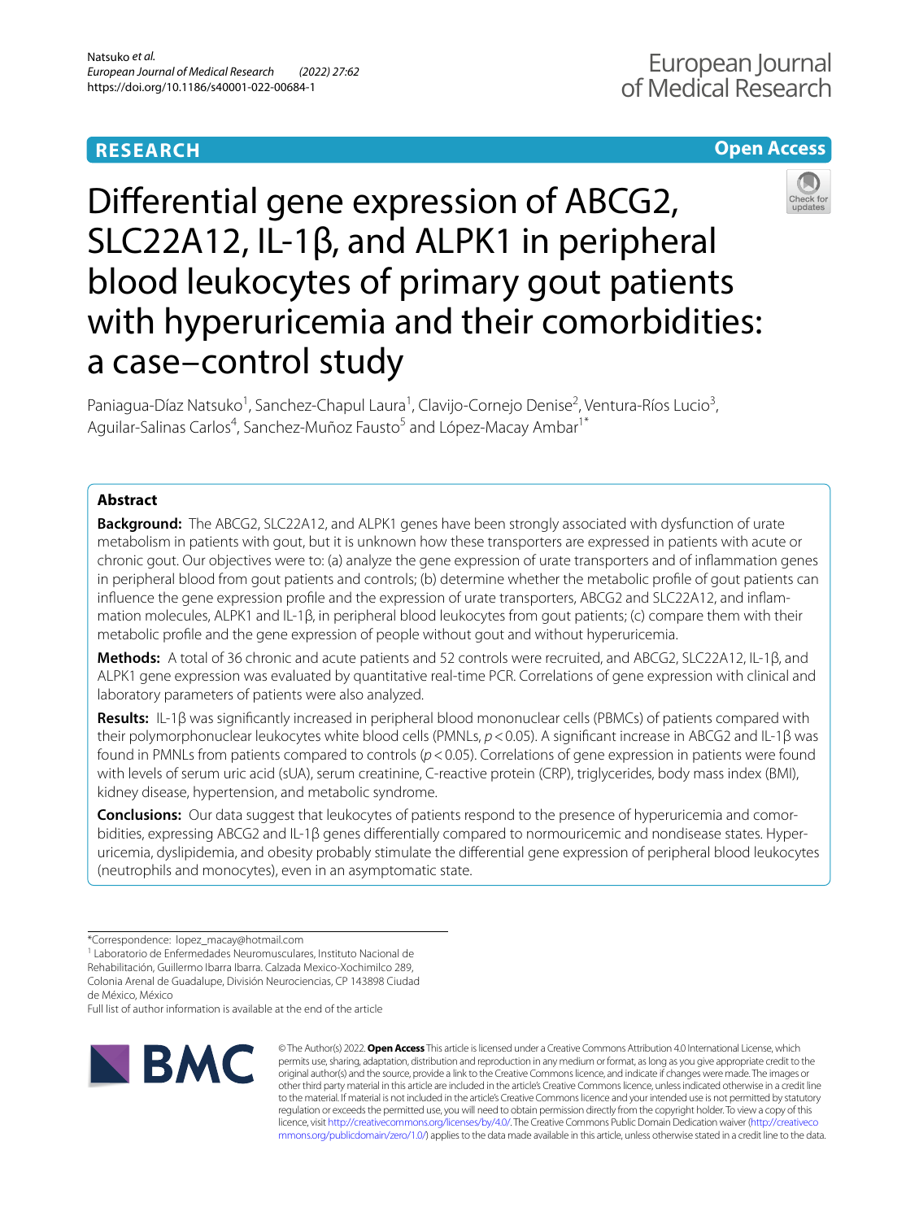RESEARCH

Open Access

# Differential gene expression of ABCG2, SLC22A12, IL-1β, and ALPK1 in peripheral blood leukocytes of primary gout patients with hyperuricemia and their comorbidities: a case–control study

Paniagua-Díaz Natsuko[1], Sanchez-Chapul Laura[1], Clavijo-Cornejo Denise[2], Ventura-Ríos Lucio[3], Aguilar-Salinas Carlos[4], Sanchez-Muñoz Fausto[5] and López-Macay Ambar[1*]

## Abstract

**Background:** The ABCG2, SLC22A12, and ALPK1 genes have been strongly associated with dysfunction of urate metabolism in patients with gout, but it is unknown how these transporters are expressed in patients with acute or chronic gout. Our objectives were to: (a) analyze the gene expression of urate transporters and of inflammation genes in peripheral blood from gout patients and controls; (b) determine whether the metabolic profile of gout patients can influence the gene expression profile and the expression of urate transporters, ABCG2 and SLC22A12, and inflammation molecules, ALPK1 and IL-1β, in peripheral blood leukocytes from gout patients; (c) compare them with their metabolic profile and the gene expression of people without gout and without hyperuricemia.

**Methods:** A total of 36 chronic and acute patients and 52 controls were recruited, and ABCG2, SLC22A12, IL-1β, and ALPK1 gene expression was evaluated by quantitative real-time PCR. Correlations of gene expression with clinical and laboratory parameters of patients were also analyzed.

**Results:** IL-1β was significantly increased in peripheral blood mononuclear cells (PBMCs) of patients compared with their polymorphonuclear leukocytes white blood cells (PMNLs, $p<0.05$). A significant increase in ABCG2 and IL-1β was found in PMNLs from patients compared to controls ($p<0.05$). Correlations of gene expression in patients were found with levels of serum uric acid (sUA), serum creatinine, C-reactive protein (CRP), triglycerides, body mass index (BMI), kidney disease, hypertension, and metabolic syndrome.

**Conclusions:** Our data suggest that leukocytes of patients respond to the presence of hyperuricemia and comorbidities, expressing ABCG2 and IL-1β genes differentially compared to normouricemic and nondisease states. Hyperuricemia, dyslipidemia, and obesity probably stimulate the differential gene expression of peripheral blood leukocytes (neutrophils and monocytes), even in an asymptomatic state.

*Correspondence: lopez_macay@hotmail.com

[1] Laboratorio de Enfermedades Neuromusculares, Instituto Nacional de Rehabilitación, Guillermo Ibarra Ibarra. Calzada Mexico-Xochimilco 289, Colonia Arenal de Guadalupe, División Neurociencias, CP 143898 Ciudad de México, México

Full list of author information is available at the end of the article

© The Author(s) 2022. **Open Access** This article is licensed under a Creative Commons Attribution 4.0 International License, which permits use, sharing, adaptation, distribution and reproduction in any medium or format, as long as you give appropriate credit to the original author(s) and the source, provide a link to the Creative Commons licence, and indicate if changes were made. The images or other third party material in this article are included in the article's Creative Commons licence, unless indicated otherwise in a credit line to the material. If material is not included in the article's Creative Commons licence and your intended use is not permitted by statutory regulation or exceeds the permitted use, you will need to obtain permission directly from the copyright holder. To view a copy of this licence, visit http://creativecommons.org/licenses/by/4.0/. The Creative Commons Public Domain Dedication waiver (http://creativecommons.org/publicdomain/zero/1.0/) applies to the data made available in this article, unless otherwise stated in a credit line to the data.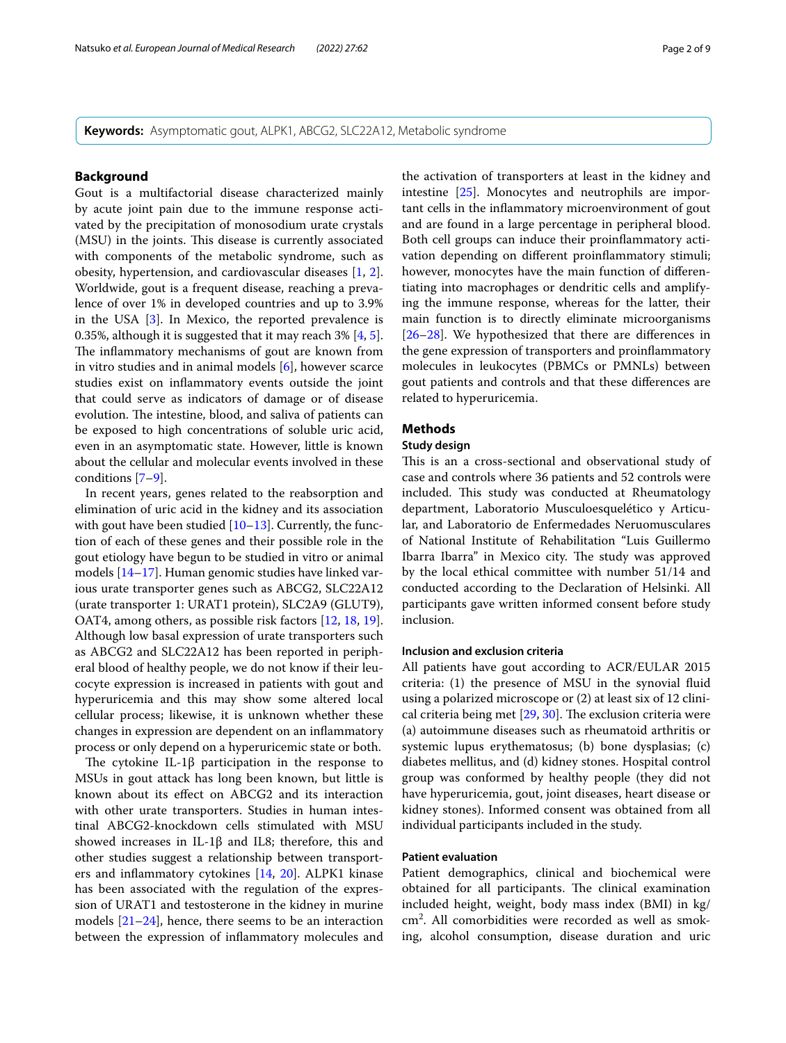**Keywords:** Asymptomatic gout, ALPK1, ABCG2, SLC22A12, Metabolic syndrome

## Background

Gout is a multifactorial disease characterized mainly by acute joint pain due to the immune response activated by the precipitation of monosodium urate crystals (MSU) in the joints. This disease is currently associated with components of the metabolic syndrome, such as obesity, hypertension, and cardiovascular diseases [1, 2]. Worldwide, gout is a frequent disease, reaching a prevalence of over 1% in developed countries and up to 3.9% in the USA [3]. In Mexico, the reported prevalence is 0.35%, although it is suggested that it may reach 3% [4, 5]. The inflammatory mechanisms of gout are known from in vitro studies and in animal models [6], however scarce studies exist on inflammatory events outside the joint that could serve as indicators of damage or of disease evolution. The intestine, blood, and saliva of patients can be exposed to high concentrations of soluble uric acid, even in an asymptomatic state. However, little is known about the cellular and molecular events involved in these conditions [7–9].

In recent years, genes related to the reabsorption and elimination of uric acid in the kidney and its association with gout have been studied [10–13]. Currently, the function of each of these genes and their possible role in the gout etiology have begun to be studied in vitro or animal models [14–17]. Human genomic studies have linked various urate transporter genes such as ABCG2, SLC22A12 (urate transporter 1: URAT1 protein), SLC2A9 (GLUT9), OAT4, among others, as possible risk factors [12, 18, 19]. Although low basal expression of urate transporters such as ABCG2 and SLC22A12 has been reported in peripheral blood of healthy people, we do not know if their leucocyte expression is increased in patients with gout and hyperuricemia and this may show some altered local cellular process; likewise, it is unknown whether these changes in expression are dependent on an inflammatory process or only depend on a hyperuricemic state or both.

The cytokine IL-1β participation in the response to MSUs in gout attack has long been known, but little is known about its effect on ABCG2 and its interaction with other urate transporters. Studies in human intestinal ABCG2-knockdown cells stimulated with MSU showed increases in IL-1β and IL8; therefore, this and other studies suggest a relationship between transporters and inflammatory cytokines [14, 20]. ALPK1 kinase has been associated with the regulation of the expression of URAT1 and testosterone in the kidney in murine models [21–24], hence, there seems to be an interaction between the expression of inflammatory molecules and the activation of transporters at least in the kidney and intestine [25]. Monocytes and neutrophils are important cells in the inflammatory microenvironment of gout and are found in a large percentage in peripheral blood. Both cell groups can induce their proinflammatory activation depending on different proinflammatory stimuli; however, monocytes have the main function of differentiating into macrophages or dendritic cells and amplifying the immune response, whereas for the latter, their main function is to directly eliminate microorganisms [26–28]. We hypothesized that there are differences in the gene expression of transporters and proinflammatory molecules in leukocytes (PBMCs or PMNLs) between gout patients and controls and that these differences are related to hyperuricemia.

## Methods

### Study design

This is an a cross-sectional and observational study of case and controls where 36 patients and 52 controls were included. This study was conducted at Rheumatology department, Laboratorio Musculoesquelético y Articular, and Laboratorio de Enfermedades Neruomusculares of National Institute of Rehabilitation "Luis Guillermo Ibarra Ibarra" in Mexico city. The study was approved by the local ethical committee with number 51/14 and conducted according to the Declaration of Helsinki. All participants gave written informed consent before study inclusion.

### Inclusion and exclusion criteria

All patients have gout according to ACR/EULAR 2015 criteria: (1) the presence of MSU in the synovial fluid using a polarized microscope or (2) at least six of 12 clinical criteria being met [29, 30]. The exclusion criteria were (a) autoimmune diseases such as rheumatoid arthritis or systemic lupus erythematosus; (b) bone dysplasias; (c) diabetes mellitus, and (d) kidney stones. Hospital control group was conformed by healthy people (they did not have hyperuricemia, gout, joint diseases, heart disease or kidney stones). Informed consent was obtained from all individual participants included in the study.

### Patient evaluation

Patient demographics, clinical and biochemical were obtained for all participants. The clinical examination included height, weight, body mass index (BMI) in kg/cm$^2$. All comorbidities were recorded as well as smoking, alcohol consumption, disease duration and uric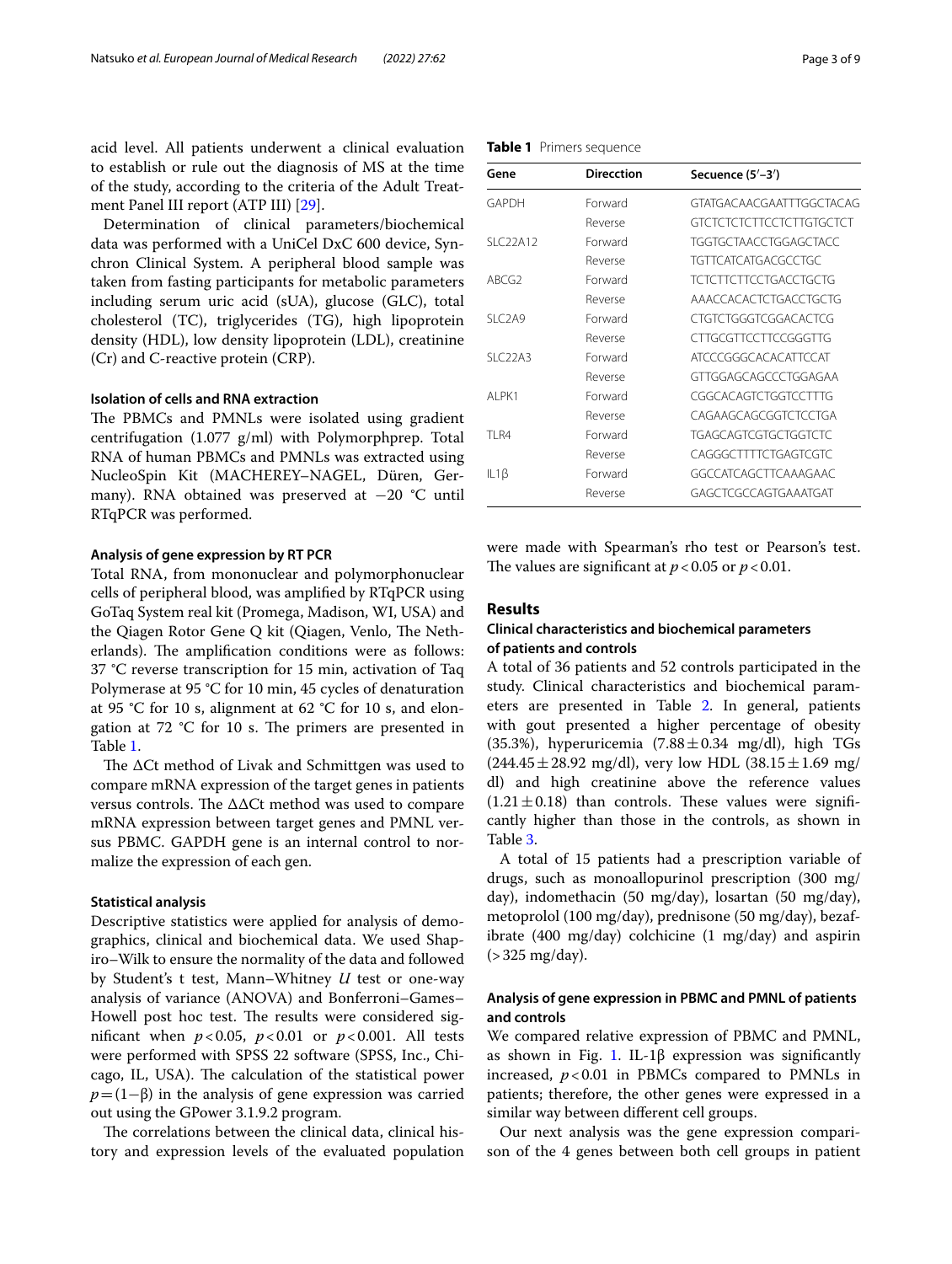acid level. All patients underwent a clinical evaluation to establish or rule out the diagnosis of MS at the time of the study, according to the criteria of the Adult Treatment Panel III report (ATP III) [29].

Determination of clinical parameters/biochemical data was performed with a UniCel DxC 600 device, Synchron Clinical System. A peripheral blood sample was taken from fasting participants for metabolic parameters including serum uric acid (sUA), glucose (GLC), total cholesterol (TC), triglycerides (TG), high lipoprotein density (HDL), low density lipoprotein (LDL), creatinine (Cr) and C-reactive protein (CRP).

#### Isolation of cells and RNA extraction

The PBMCs and PMNLs were isolated using gradient centrifugation (1.077 g/ml) with Polymorphprep. Total RNA of human PBMCs and PMNLs was extracted using NucleoSpin Kit (MACHEREY–NAGEL, Düren, Germany). RNA obtained was preserved at −20 °C until RTqPCR was performed.

#### Analysis of gene expression by RT PCR

Total RNA, from mononuclear and polymorphonuclear cells of peripheral blood, was amplified by RTqPCR using GoTaq System real kit (Promega, Madison, WI, USA) and the Qiagen Rotor Gene Q kit (Qiagen, Venlo, The Netherlands). The amplification conditions were as follows: 37 °C reverse transcription for 15 min, activation of Taq Polymerase at 95 °C for 10 min, 45 cycles of denaturation at 95 °C for 10 s, alignment at 62 °C for 10 s, and elongation at 72 °C for 10 s. The primers are presented in Table 1.

The ΔCt method of Livak and Schmittgen was used to compare mRNA expression of the target genes in patients versus controls. The ΔΔCt method was used to compare mRNA expression between target genes and PMNL versus PBMC. GAPDH gene is an internal control to normalize the expression of each gen.

#### Statistical analysis

Descriptive statistics were applied for analysis of demographics, clinical and biochemical data. We used Shapiro–Wilk to ensure the normality of the data and followed by Student's t test, Mann–Whitney *U* test or one-way analysis of variance (ANOVA) and Bonferroni–Games–Howell post hoc test. The results were considered significant when $p<0.05$, $p<0.01$ or $p<0.001$. All tests were performed with SPSS 22 software (SPSS, Inc., Chicago, IL, USA). The calculation of the statistical power $p=(1-\beta)$ in the analysis of gene expression was carried out using the GPower 3.1.9.2 program.

The correlations between the clinical data, clinical history and expression levels of the evaluated population were made with Spearman's rho test or Pearson's test. The values are significant at $p<0.05$ or $p<0.01$.

**Table 1** Primers sequence

| Gene | Direcction | Secuence (5′–3′) |
|---|---|---|
| GAPDH | Forward | GTATGACAACGAATTTGGCTACAG |
| | Reverse | GTCTCTCTCTTCCTCTTGTGCTCT |
| SLC22A12 | Forward | TGGTGCTAACCTGGAGCTACC |
| | Reverse | TGTTCATCATGACGCCTGC |
| ABCG2 | Forward | TCTCTTCTTCCTGACCTGCTG |
| | Reverse | AAACCACACTCTGACCTGCTG |
| SLC2A9 | Forward | CTGTCTGGGTCGGACACTCG |
| | Reverse | CTTGCGTTCCTTCCGGGTTG |
| SLC22A3 | Forward | ATCCCGGGCACACATTCCAT |
| | Reverse | GTTGGAGCAGCCCTGGAGAA |
| ALPK1 | Forward | CGGCACAGTCTGGTCCTTTG |
| | Reverse | CAGAAGCAGCGGTCTCCTGA |
| TLR4 | Forward | TGAGCAGTCGTGCTGGTCTC |
| | Reverse | CAGGGCTTTTCTGAGTCGTC |
| IL1β | Forward | GGCCATCAGCTTCAAAGAAC |
| | Reverse | GAGCTCGCCAGTGAAATGAT |

## Results

### Clinical characteristics and biochemical parameters of patients and controls

A total of 36 patients and 52 controls participated in the study. Clinical characteristics and biochemical parameters are presented in Table 2. In general, patients with gout presented a higher percentage of obesity (35.3%), hyperuricemia ($7.88\pm0.34$ mg/dl), high TGs ($244.45\pm28.92$ mg/dl), very low HDL ($38.15\pm1.69$ mg/dl) and high creatinine above the reference values ($1.21\pm0.18$) than controls. These values were significantly higher than those in the controls, as shown in Table 3.

A total of 15 patients had a prescription variable of drugs, such as monoallopurinol prescription (300 mg/day), indomethacin (50 mg/day), losartan (50 mg/day), metoprolol (100 mg/day), prednisone (50 mg/day), bezafibrate (400 mg/day) colchicine (1 mg/day) and aspirin (>325 mg/day).

### Analysis of gene expression in PBMC and PMNL of patients and controls

We compared relative expression of PBMC and PMNL, as shown in Fig. 1. IL-1β expression was significantly increased, $p<0.01$ in PBMCs compared to PMNLs in patients; therefore, the other genes were expressed in a similar way between different cell groups.

Our next analysis was the gene expression comparison of the 4 genes between both cell groups in patient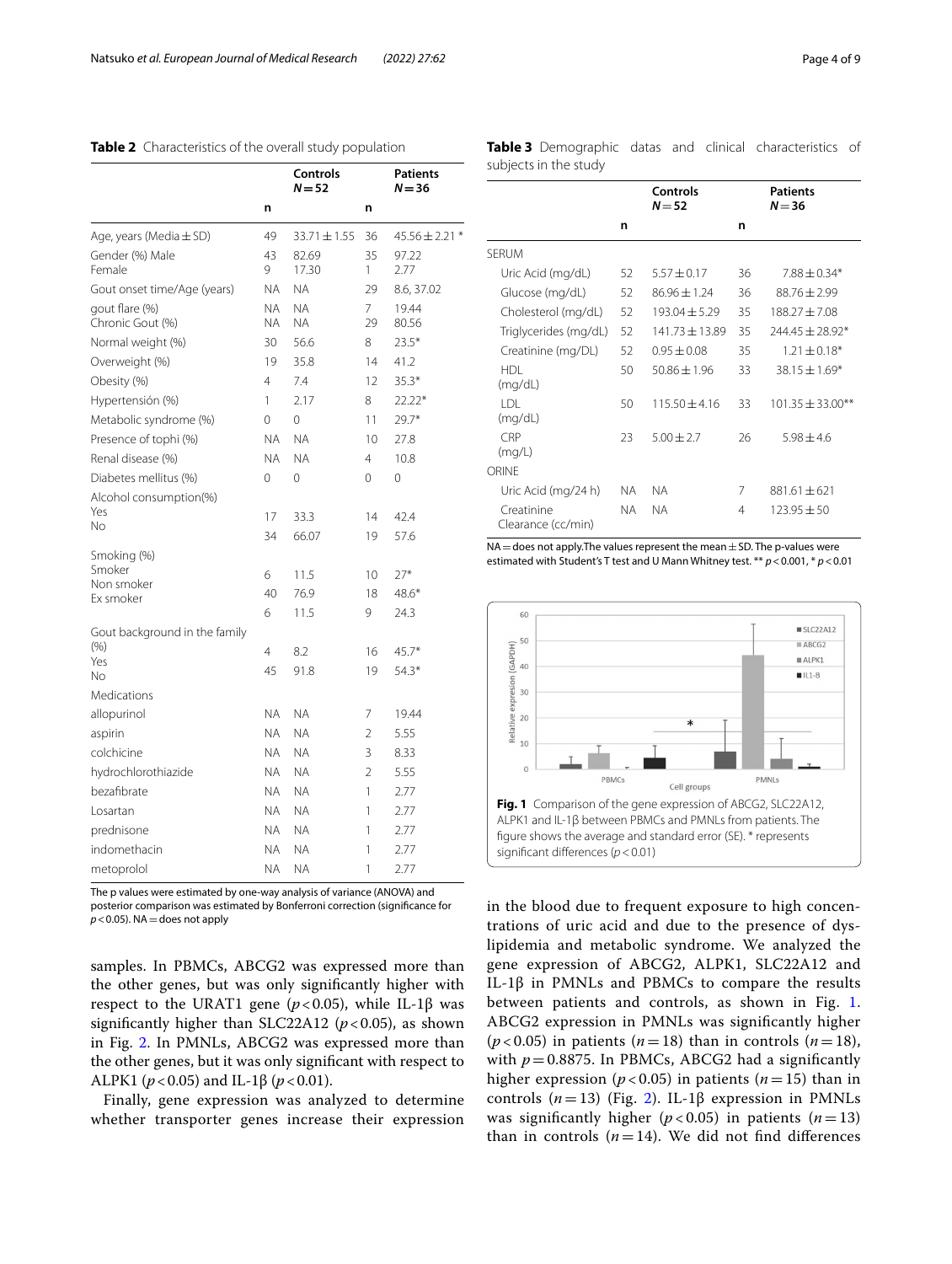**Table 2** Characteristics of the overall study population

| | Controls $N=52$ | | Patients $N=36$ | |
|---|---|---|---|---|
| | n | | n | |
| Age, years (Media ± SD) | 49 | 33.71 ± 1.55 | 36 | 45.56 ± 2.21 * |
| Gender (%) Male | 43 | 82.69 | 35 | 97.22 |
| Female | 9 | 17.30 | 1 | 2.77 |
| Gout onset time/Age (years) | NA | NA | 29 | 8.6, 37.02 |
| gout flare (%) | NA | NA | 7 | 19.44 |
| Chronic Gout (%) | NA | NA | 29 | 80.56 |
| Normal weight (%) | 30 | 56.6 | 8 | 23.5* |
| Overweight (%) | 19 | 35.8 | 14 | 41.2 |
| Obesity (%) | 4 | 7.4 | 12 | 35.3* |
| Hypertensión (%) | 1 | 2.17 | 8 | 22.22* |
| Metabolic syndrome (%) | 0 | 0 | 11 | 29.7* |
| Presence of tophi (%) | NA | NA | 10 | 27.8 |
| Renal disease (%) | NA | NA | 4 | 10.8 |
| Diabetes mellitus (%) | 0 | 0 | 0 | 0 |
| Alcohol consumption(%) | | | | |
| Yes | 17 | 33.3 | 14 | 42.4 |
| No | 34 | 66.07 | 19 | 57.6 |
| Smoking (%) | | | | |
| Smoker | 6 | 11.5 | 10 | 27* |
| Non smoker | 40 | 76.9 | 18 | 48.6* |
| Ex smoker | 6 | 11.5 | 9 | 24.3 |
| Gout background in the family (%) | | | | |
| Yes | 4 | 8.2 | 16 | 45.7* |
| No | 45 | 91.8 | 19 | 54.3* |
| Medications | | | | |
| allopurinol | NA | NA | 7 | 19.44 |
| aspirin | NA | NA | 2 | 5.55 |
| colchicine | NA | NA | 3 | 8.33 |
| hydrochlorothiazide | NA | NA | 2 | 5.55 |
| bezafibrate | NA | NA | 1 | 2.77 |
| Losartan | NA | NA | 1 | 2.77 |
| prednisone | NA | NA | 1 | 2.77 |
| indomethacin | NA | NA | 1 | 2.77 |
| metoprolol | NA | NA | 1 | 2.77 |

The p values were estimated by one-way analysis of variance (ANOVA) and posterior comparison was estimated by Bonferroni correction (significance for $p<0.05$). NA = does not apply

samples. In PBMCs, ABCG2 was expressed more than the other genes, but was only significantly higher with respect to the URAT1 gene ($p<0.05$), while IL-1β was significantly higher than SLC22A12 ($p<0.05$), as shown in Fig. 2. In PMNLs, ABCG2 was expressed more than the other genes, but it was only significant with respect to ALPK1 ($p<0.05$) and IL-1β ($p<0.01$).

Finally, gene expression was analyzed to determine whether transporter genes increase their expression in the blood due to frequent exposure to high concentrations of uric acid and due to the presence of dyslipidemia and metabolic syndrome. We analyzed the gene expression of ABCG2, ALPK1, SLC22A12 and IL-1β in PMNLs and PBMCs to compare the results between patients and controls, as shown in Fig. 1. ABCG2 expression in PMNLs was significantly higher ($p<0.05$) in patients ($n=18$) than in controls ($n=18$), with $p=0.8875$. In PBMCs, ABCG2 had a significantly higher expression ($p<0.05$) in patients ($n=15$) than in controls ($n=13$) (Fig. 2). IL-1β expression in PMNLs was significantly higher ($p<0.05$) in patients ($n=13$) than in controls ($n=14$). We did not find differences

**Table 3** Demographic datas and clinical characteristics of subjects in the study

| | Controls $N=52$ | | Patients $N=36$ | |
|---|---|---|---|---|
| | n | | n | |
| SERUM | | | | |
| Uric Acid (mg/dL) | 52 | 5.57 ± 0.17 | 36 | 7.88 ± 0.34* |
| Glucose (mg/dL) | 52 | 86.96 ± 1.24 | 36 | 88.76 ± 2.99 |
| Cholesterol (mg/dL) | 52 | 193.04 ± 5.29 | 35 | 188.27 ± 7.08 |
| Triglycerides (mg/dL) | 52 | 141.73 ± 13.89 | 35 | 244.45 ± 28.92* |
| Creatinine (mg/DL) | 52 | 0.95 ± 0.08 | 35 | 1.21 ± 0.18* |
| HDL (mg/dL) | 50 | 50.86 ± 1.96 | 33 | 38.15 ± 1.69* |
| LDL (mg/dL) | 50 | 115.50 ± 4.16 | 33 | 101.35 ± 33.00** |
| CRP (mg/L) | 23 | 5.00 ± 2.7 | 26 | 5.98 ± 4.6 |
| ORINE | | | | |
| Uric Acid (mg/24 h) | NA | NA | 7 | 881.61 ± 621 |
| Creatinine Clearance (cc/min) | NA | NA | 4 | 123.95 ± 50 |

NA = does not apply.The values represent the mean ± SD. The p-values were estimated with Student's T test and U Mann Whitney test. ** $p<0.001$, * $p<0.01$

**Fig. 1** Comparison of the gene expression of ABCG2, SLC22A12, ALPK1 and IL-1β between PBMCs and PMNLs from patients. The figure shows the average and standard error (SE). * represents significant differences ($p<0.01$)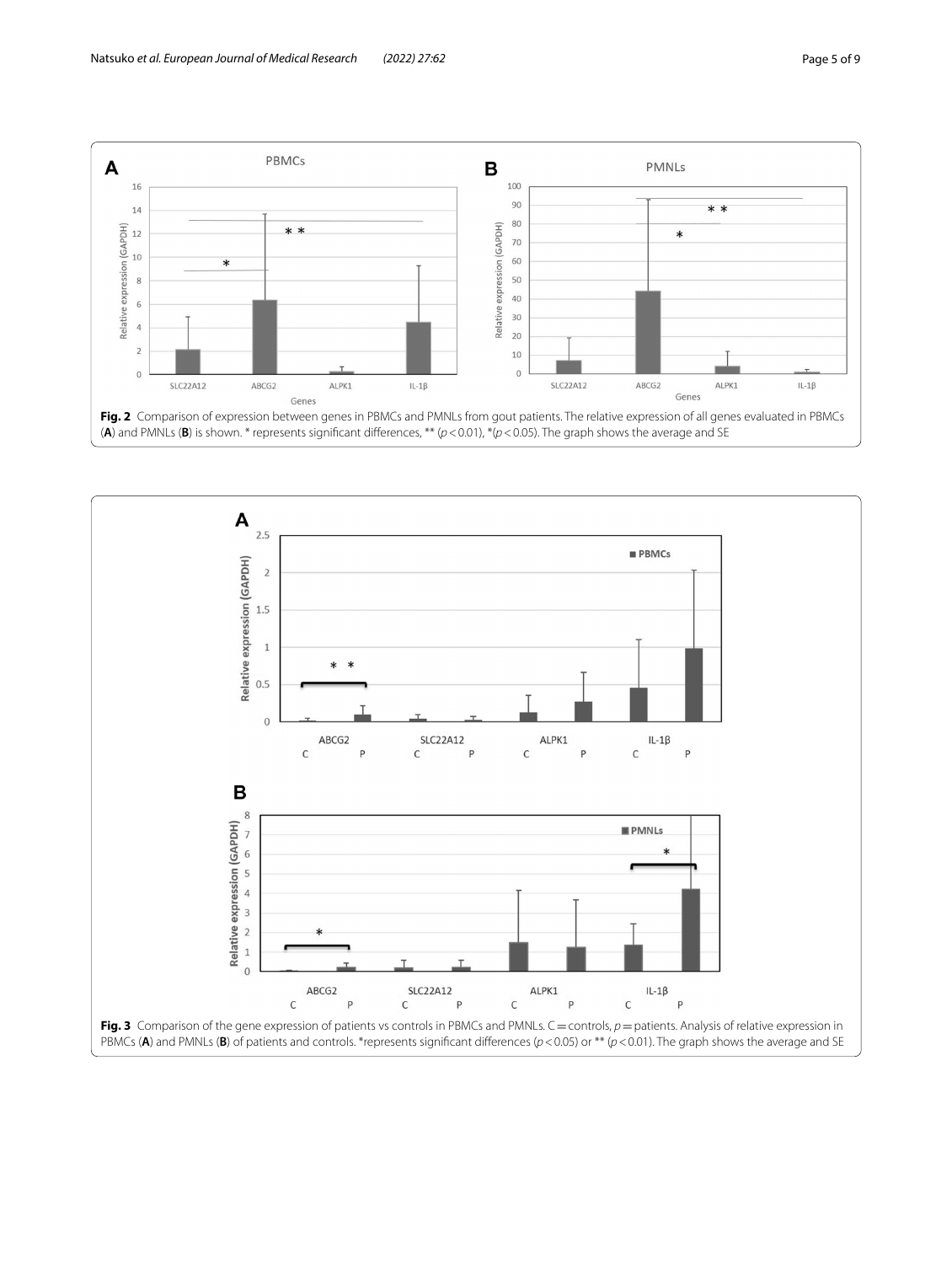**Fig. 2** Comparison of expression between genes in PBMCs and PMNLs from gout patients. The relative expression of all genes evaluated in PBMCs (**A**) and PMNLs (**B**) is shown. * represents significant differences, ** ($p < 0.01$), *($p < 0.05$). The graph shows the average and SE

**Fig. 3** Comparison of the gene expression of patients vs controls in PBMCs and PMNLs. C = controls, p = patients. Analysis of relative expression in PBMCs (**A**) and PMNLs (**B**) of patients and controls. *represents significant differences ($p < 0.05$) or ** ($p < 0.01$). The graph shows the average and SE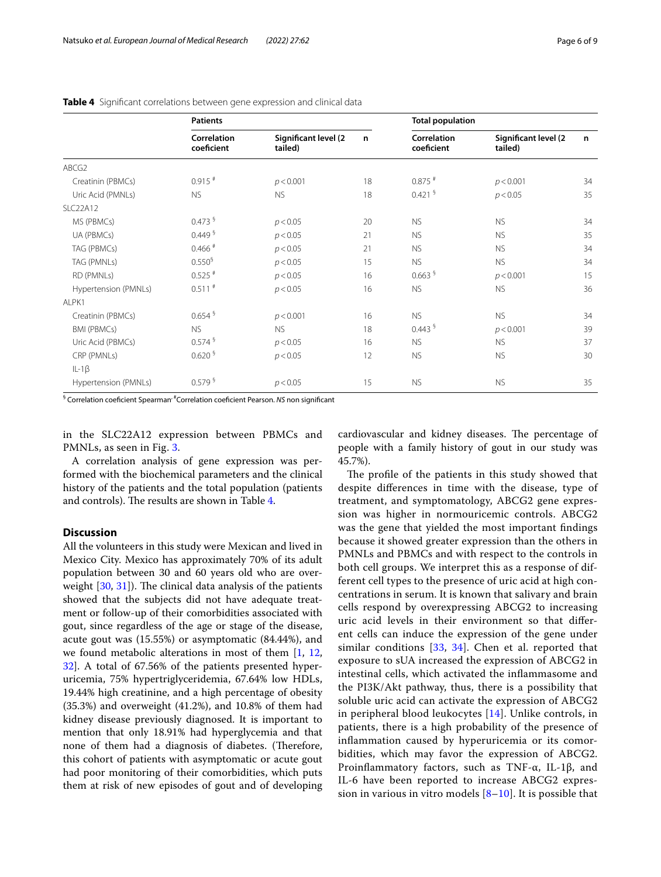**Table 4** Significant correlations between gene expression and clinical data

| | Patients | | | Total population | | |
|---|---|---|---|---|---|---|
| | Correlation coeficient | Significant level (2 tailed) | n | Correlation coeficient | Significant level (2 tailed) | n |
| ABCG2 | | | | | | |
| Creatinin (PBMCs) | 0.915 # | $p<0.001$ | 18 | 0.875 # | $p<0.001$ | 34 |
| Uric Acid (PMNLs) | NS | NS | 18 | 0.421 § | $p<0.05$ | 35 |
| SLC22A12 | | | | | | |
| MS (PBMCs) | 0.473 § | $p<0.05$ | 20 | NS | NS | 34 |
| UA (PBMCs) | 0.449 § | $p<0.05$ | 21 | NS | NS | 35 |
| TAG (PBMCs) | 0.466 # | $p<0.05$ | 21 | NS | NS | 34 |
| TAG (PMNLs) | 0.550§ | $p<0.05$ | 15 | NS | NS | 34 |
| RD (PMNLs) | 0.525 # | $p<0.05$ | 16 | 0.663 § | $p<0.001$ | 15 |
| Hypertension (PMNLs) | 0.511 # | $p<0.05$ | 16 | NS | NS | 36 |
| ALPK1 | | | | | | |
| Creatinin (PBMCs) | 0.654 § | $p<0.001$ | 16 | NS | NS | 34 |
| BMI (PBMCs) | NS | NS | 18 | 0.443 § | $p<0.001$ | 39 |
| Uric Acid (PBMCs) | 0.574 § | $p<0.05$ | 16 | NS | NS | 37 |
| CRP (PMNLs) | 0.620 § | $p<0.05$ | 12 | NS | NS | 30 |
| IL-1β | | | | | | |
| Hypertension (PMNLs) | 0.579 § | $p<0.05$ | 15 | NS | NS | 35 |

§ Correlation coeficient Spearman· # Correlation coeficient Pearson. *NS* non significant

in the SLC22A12 expression between PBMCs and PMNLs, as seen in Fig. 3.

A correlation analysis of gene expression was performed with the biochemical parameters and the clinical history of the patients and the total population (patients and controls). The results are shown in Table 4.

## Discussion

All the volunteers in this study were Mexican and lived in Mexico City. Mexico has approximately 70% of its adult population between 30 and 60 years old who are overweight [30, 31]). The clinical data analysis of the patients showed that the subjects did not have adequate treatment or follow-up of their comorbidities associated with gout, since regardless of the age or stage of the disease, acute gout was (15.55%) or asymptomatic (84.44%), and we found metabolic alterations in most of them [1, 12, 32]. A total of 67.56% of the patients presented hyperuricemia, 75% hypertriglyceridemia, 67.64% low HDLs, 19.44% high creatinine, and a high percentage of obesity (35.3%) and overweight (41.2%), and 10.8% of them had kidney disease previously diagnosed. It is important to mention that only 18.91% had hyperglycemia and that none of them had a diagnosis of diabetes. (Therefore, this cohort of patients with asymptomatic or acute gout had poor monitoring of their comorbidities, which puts them at risk of new episodes of gout and of developing cardiovascular and kidney diseases. The percentage of people with a family history of gout in our study was 45.7%).

The profile of the patients in this study showed that despite differences in time with the disease, type of treatment, and symptomatology, ABCG2 gene expression was higher in normouricemic controls. ABCG2 was the gene that yielded the most important findings because it showed greater expression than the others in PMNLs and PBMCs and with respect to the controls in both cell groups. We interpret this as a response of different cell types to the presence of uric acid at high concentrations in serum. It is known that salivary and brain cells respond by overexpressing ABCG2 to increasing uric acid levels in their environment so that different cells can induce the expression of the gene under similar conditions [33, 34]. Chen et al. reported that exposure to sUA increased the expression of ABCG2 in intestinal cells, which activated the inflammasome and the PI3K/Akt pathway, thus, there is a possibility that soluble uric acid can activate the expression of ABCG2 in peripheral blood leukocytes [14]. Unlike controls, in patients, there is a high probability of the presence of inflammation caused by hyperuricemia or its comorbidities, which may favor the expression of ABCG2. Proinflammatory factors, such as TNF-α, IL-1β, and IL-6 have been reported to increase ABCG2 expression in various in vitro models [8–10]. It is possible that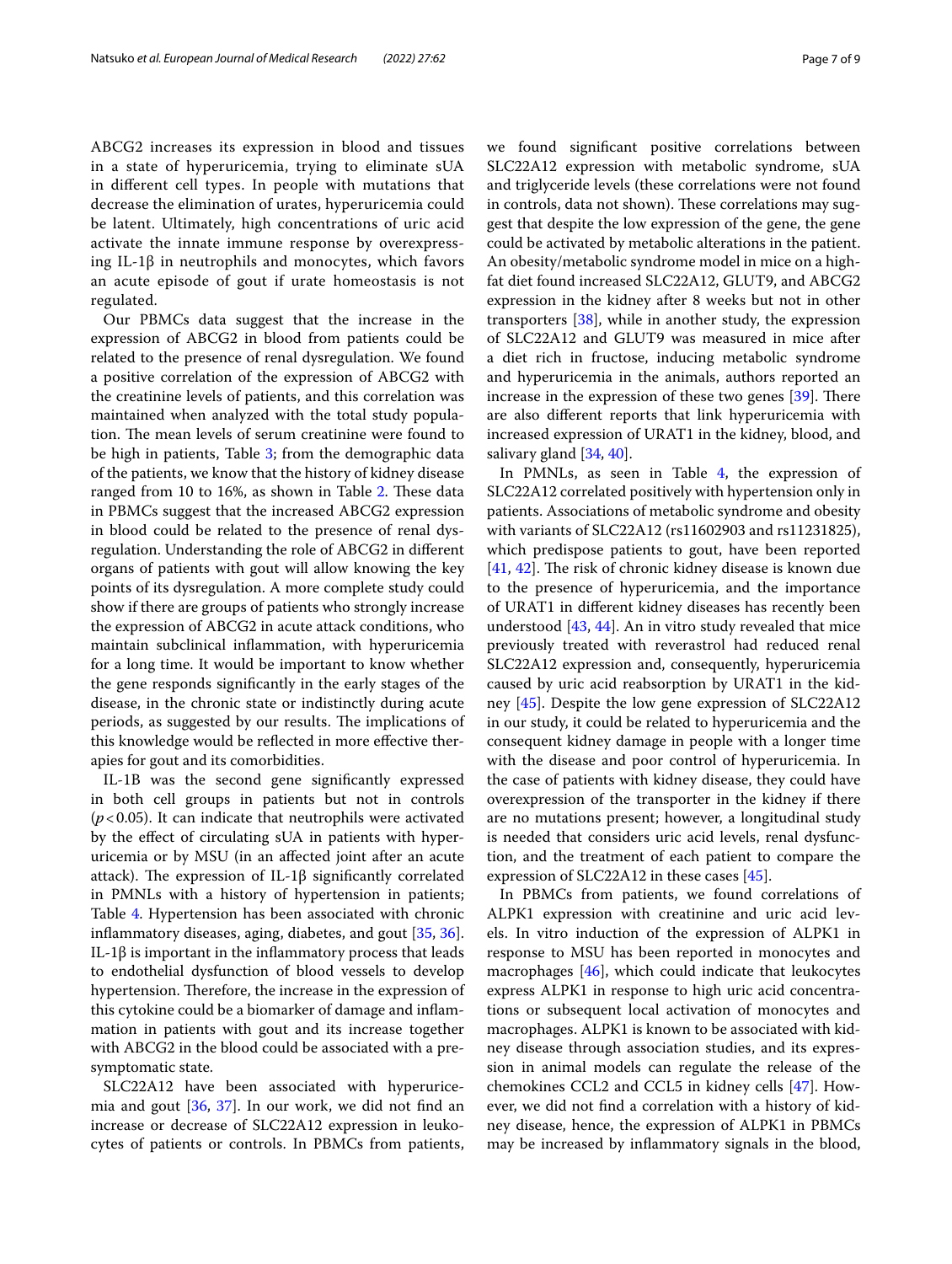ABCG2 increases its expression in blood and tissues in a state of hyperuricemia, trying to eliminate sUA in different cell types. In people with mutations that decrease the elimination of urates, hyperuricemia could be latent. Ultimately, high concentrations of uric acid activate the innate immune response by overexpressing IL-1β in neutrophils and monocytes, which favors an acute episode of gout if urate homeostasis is not regulated.

Our PBMCs data suggest that the increase in the expression of ABCG2 in blood from patients could be related to the presence of renal dysregulation. We found a positive correlation of the expression of ABCG2 with the creatinine levels of patients, and this correlation was maintained when analyzed with the total study population. The mean levels of serum creatinine were found to be high in patients, Table 3; from the demographic data of the patients, we know that the history of kidney disease ranged from 10 to 16%, as shown in Table 2. These data in PBMCs suggest that the increased ABCG2 expression in blood could be related to the presence of renal dysregulation. Understanding the role of ABCG2 in different organs of patients with gout will allow knowing the key points of its dysregulation. A more complete study could show if there are groups of patients who strongly increase the expression of ABCG2 in acute attack conditions, who maintain subclinical inflammation, with hyperuricemia for a long time. It would be important to know whether the gene responds significantly in the early stages of the disease, in the chronic state or indistinctly during acute periods, as suggested by our results. The implications of this knowledge would be reflected in more effective therapies for gout and its comorbidities.

IL-1B was the second gene significantly expressed in both cell groups in patients but not in controls ($p<0.05$). It can indicate that neutrophils were activated by the effect of circulating sUA in patients with hyperuricemia or by MSU (in an affected joint after an acute attack). The expression of IL-1β significantly correlated in PMNLs with a history of hypertension in patients; Table 4. Hypertension has been associated with chronic inflammatory diseases, aging, diabetes, and gout [35, 36]. IL-1β is important in the inflammatory process that leads to endothelial dysfunction of blood vessels to develop hypertension. Therefore, the increase in the expression of this cytokine could be a biomarker of damage and inflammation in patients with gout and its increase together with ABCG2 in the blood could be associated with a presymptomatic state.

SLC22A12 have been associated with hyperuricemia and gout [36, 37]. In our work, we did not find an increase or decrease of SLC22A12 expression in leukocytes of patients or controls. In PBMCs from patients, we found significant positive correlations between SLC22A12 expression with metabolic syndrome, sUA and triglyceride levels (these correlations were not found in controls, data not shown). These correlations may suggest that despite the low expression of the gene, the gene could be activated by metabolic alterations in the patient. An obesity/metabolic syndrome model in mice on a high-fat diet found increased SLC22A12, GLUT9, and ABCG2 expression in the kidney after 8 weeks but not in other transporters [38], while in another study, the expression of SLC22A12 and GLUT9 was measured in mice after a diet rich in fructose, inducing metabolic syndrome and hyperuricemia in the animals, authors reported an increase in the expression of these two genes [39]. There are also different reports that link hyperuricemia with increased expression of URAT1 in the kidney, blood, and salivary gland [34, 40].

In PMNLs, as seen in Table 4, the expression of SLC22A12 correlated positively with hypertension only in patients. Associations of metabolic syndrome and obesity with variants of SLC22A12 (rs11602903 and rs11231825), which predispose patients to gout, have been reported [41, 42]. The risk of chronic kidney disease is known due to the presence of hyperuricemia, and the importance of URAT1 in different kidney diseases has recently been understood [43, 44]. An in vitro study revealed that mice previously treated with reverastrol had reduced renal SLC22A12 expression and, consequently, hyperuricemia caused by uric acid reabsorption by URAT1 in the kidney [45]. Despite the low gene expression of SLC22A12 in our study, it could be related to hyperuricemia and the consequent kidney damage in people with a longer time with the disease and poor control of hyperuricemia. In the case of patients with kidney disease, they could have overexpression of the transporter in the kidney if there are no mutations present; however, a longitudinal study is needed that considers uric acid levels, renal dysfunction, and the treatment of each patient to compare the expression of SLC22A12 in these cases [45].

In PBMCs from patients, we found correlations of ALPK1 expression with creatinine and uric acid levels. In vitro induction of the expression of ALPK1 in response to MSU has been reported in monocytes and macrophages [46], which could indicate that leukocytes express ALPK1 in response to high uric acid concentrations or subsequent local activation of monocytes and macrophages. ALPK1 is known to be associated with kidney disease through association studies, and its expression in animal models can regulate the release of the chemokines CCL2 and CCL5 in kidney cells [47]. However, we did not find a correlation with a history of kidney disease, hence, the expression of ALPK1 in PBMCs may be increased by inflammatory signals in the blood,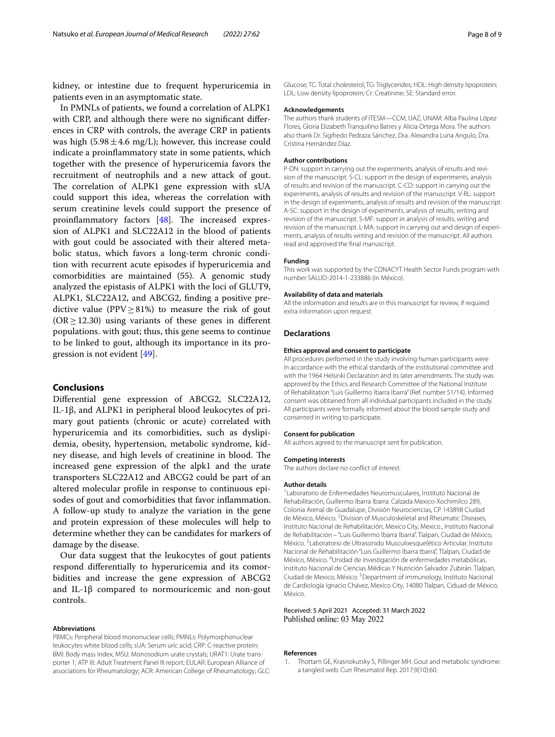kidney, or intestine due to frequent hyperuricemia in patients even in an asymptomatic state.

In PMNLs of patients, we found a correlation of ALPK1 with CRP, and although there were no significant differences in CRP with controls, the average CRP in patients was high ($5.98 \pm 4.6$ mg/L); however, this increase could indicate a proinflammatory state in some patients, which together with the presence of hyperuricemia favors the recruitment of neutrophils and a new attack of gout. The correlation of ALPK1 gene expression with sUA could support this idea, whereas the correlation with serum creatinine levels could support the presence of proinflammatory factors [48]. The increased expression of ALPK1 and SLC22A12 in the blood of patients with gout could be associated with their altered metabolic status, which favors a long-term chronic condition with recurrent acute episodes if hyperuricemia and comorbidities are maintained (55). A genomic study analyzed the epistasis of ALPK1 with the loci of GLUT9, ALPK1, SLC22A12, and ABCG2, finding a positive predictive value (PPV $\geq$ 81%) to measure the risk of gout (OR $\geq$ 12.30) using variants of these genes in different populations. with gout; thus, this gene seems to continue to be linked to gout, although its importance in its progression is not evident [49].

## Conclusions

Differential gene expression of ABCG2, SLC22A12, IL-1β, and ALPK1 in peripheral blood leukocytes of primary gout patients (chronic or acute) correlated with hyperuricemia and its comorbidities, such as dyslipidemia, obesity, hypertension, metabolic syndrome, kidney disease, and high levels of creatinine in blood. The increased gene expression of the alpk1 and the urate transporters SLC22A12 and ABCG2 could be part of an altered molecular profile in response to continuous episodes of gout and comorbidities that favor inflammation. A follow-up study to analyze the variation in the gene and protein expression of these molecules will help to determine whether they can be candidates for markers of damage by the disease.

Our data suggest that the leukocytes of gout patients respond differentially to hyperuricemia and its comorbidities and increase the gene expression of ABCG2 and IL-1β compared to normouricemic and non-gout controls.

#### Abbreviations

PBMCs: Peripheral blood mononuclear cells; PMNLs: Polymorphonuclear leukocytes white blood cells; sUA: Serum uric acid; CRP: C-reactive protein; BMI: Body mass index; MSU: Monosodium urate crystals; URAT1: Urate transporter 1; ATP III: Adult Treatment Panel III report; EULAR: European Alliance of associations for Rheumatology; ACR: American College of Rheumatology; GLC: Glucose; TC: Total cholesterol; TG: Triglycerides; HDL: High density lipoprotein; LDL: Low density lipoprotein; Cr: Creatinine; SE: Standard error.

#### Acknowledgements

The authors thank students of ITESM—CCM, UAZ, UNAM: Alba Paulina López Flores, Gloria Elizabeth Tranquilino Batres y Alicia Ortega Mora. The authors also thank Dr. Sigifredo Pedraza Sánchez, Dra. Alexandra Luna Angulo, Dra. Cristina Hernández Díaz.

#### Author contributions

P-DN: support in carrying out the experiments, analysis of results and revision of the manuscript. S-CL: support in the design of experiments, analysis of results and revision of the manuscript. C-CD: support in carrying out the experiments, analysis of results and revision of the manuscript. V-RL: support in the design of experiments, analysis of results and revision of the manuscript. A-SC: support in the design of experiments, analysis of results, writing and revision of the manuscript. S-MF: support in analysis of results, writing and revision of the manuscript. L-MA: support in carrying out and design of experiments, analysis of results writing and revision of the manuscript. All authors read and approved the final manuscript.

#### Funding

This work was supported by the CONACYT Health Sector Funds program with number SALUD-2014-1-233886 (in México).

#### Availability of data and materials

All the information and results are in this manuscript for review, if required extra information upon request.

### Declarations

#### Ethics approval and consent to participate

All procedures performed in the study involving human participants were in accordance with the ethical standards of the institutional committee and with the 1964 Helsinki Declaration and its later amendments. The study was approved by the Ethics and Research Committee of the National Institute of Rehabilitation "Luis Guillermo Ibarra Ibarra" (Ref. number 51/14). Informed consent was obtained from all individual participants included in the study. All participants were formally informed about the blood sample study and consented in writing to participate.

#### Consent for publication

All authors agreed to the manuscript sent for publication.

#### Competing interests

The authors declare no conflict of interest.

#### Author details

[1]Laboratorio de Enfermedades Neuromusculares, Instituto Nacional de Rehabilitación, Guillermo Ibarra Ibarra. Calzada Mexico-Xochimilco 289, Colonia Arenal de Guadalupe, División Neurociencias, CP 143898 Ciudad de México, México. [2]Division of Musculoskeletal and Rheumatic Diseases, Instituto Nacional de Rehabilitación, Mexico City, Mexico., Instituto Nacional de Rehabilitación – "Luis Guillermo Ibarra Ibarra". Tlalpan, Ciudad de México, México. [3]Laboratorio de Ultrasonido Musculoesquelético Articular, Instituto Nacional de Rehabilitación "Luis Guillermo Ibarra Ibarra", Tlalpan, Ciudad de México, México. [4]Unidad de investigación de enfermedades metabólicas, Instituto Nacional de Ciencias Médicas Y Nutrición Salvador Zubirán. Tlalpan, Ciudad de Mexico, México. [5]Department of immunology, Instituto Nacional de Cardiología Ignacio Chávez, Mexico City, 14080 Tlalpan, Ciduad de México, México.

Received: 5 April 2021 Accepted: 31 March 2022
Published online: 03 May 2022

#### References

1. Thottam GE, Krasnokutsky S, Pillinger MH. Gout and metabolic syndrome: a tangled web. Curr Rheumatol Rep. 2017;9(10):60.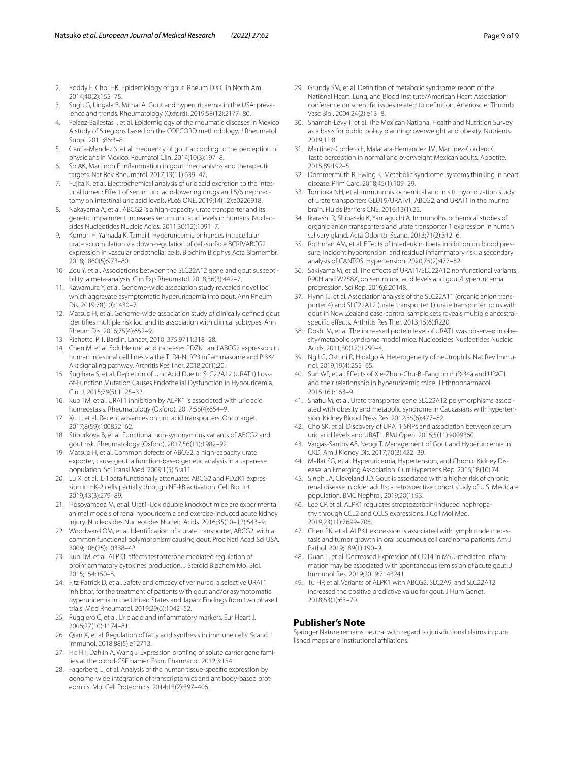2. Roddy E, Choi HK. Epidemiology of gout. Rheum Dis Clin North Am. 2014;40(2):155–75.
3. Sngh G, Lingala B, Mithal A. Gout and hyperuricaemia in the USA: prevalence and trends. Rheumatology (Oxford). 2019;58(12):2177–80.
4. Pelaez-Ballestas I, et al. Epidemiology of the rheumatic diseases in Mexico A study of 5 regions based on the COPCORD methodology. J Rheumatol Suppl. 2011;86:3–8.
5. Garcia-Mendez S, et al. Frequency of gout according to the perception of physicians in Mexico. Reumatol Clin. 2014;10(3):197–8.
6. So AK, Martinon F. Inflammation in gout: mechanisms and therapeutic targets. Nat Rev Rheumatol. 2017;13(11):639–47.
7. Fujita K, et al. Electrochemical analysis of uric acid excretion to the intestinal lumen: Effect of serum uric acid-lowering drugs and 5/6 nephrectomy on intestinal uric acid levels. PLoS ONE. 2019;14(12):e0226918.
8. Nakayama A, et al. ABCG2 is a high-capacity urate transporter and its genetic impairment increases serum uric acid levels in humans. Nucleosides Nucleotides Nucleic Acids. 2011;30(12):1091–7.
9. Komori H, Yamada K, Tamai I. Hyperuricemia enhances intracellular urate accumulation via down-regulation of cell-surface BCRP/ABCG2 expression in vascular endothelial cells. Biochim Biophys Acta Biomembr. 2018;1860(5):973–80.
10. Zou Y, et al. Associations between the SLC22A12 gene and gout susceptibility: a meta-analysis. Clin Exp Rheumatol. 2018;36(3):442–7.
11. Kawamura Y, et al. Genome-wide association study revealed novel loci which aggravate asymptomatic hyperuricaemia into gout. Ann Rheum Dis. 2019;78(10):1430–7.
12. Matsuo H, et al. Genome-wide association study of clinically defined gout identifies multiple risk loci and its association with clinical subtypes. Ann Rheum Dis. 2016;75(4):652–9.
13. Richette, P, T. Bardin. Lancet, 2010; 375:9711:318–28.
14. Chen M, et al. Soluble uric acid increases PDZK1 and ABCG2 expression in human intestinal cell lines via the TLR4-NLRP3 inflammasome and PI3K/Akt signaling pathway. Arthritis Res Ther. 2018;20(1):20.
15. Sugihara S, et al. Depletion of Uric Acid Due to SLC22A12 (URAT1) Loss-of-Function Mutation Causes Endothelial Dysfunction in Hypouricemia. Circ J. 2015;79(5):1125–32.
16. Kuo TM, et al. URAT1 inhibition by ALPK1 is associated with uric acid homeostasis. Rheumatology (Oxford). 2017;56(4):654–9.
17. Xu L, et al. Recent advances on uric acid transporters. Oncotarget. 2017;8(59):100852–62.
18. Stiburkova B, et al. Functional non-synonymous variants of ABCG2 and gout risk. Rheumatology (Oxford). 2017;56(11):1982–92.
19. Matsuo H, et al. Common defects of ABCG2, a high-capacity urate exporter, cause gout: a function-based genetic analysis in a Japanese population. Sci Transl Med. 2009;1(5):5ra11.
20. Lu X, et al. IL-1beta functionally attenuates ABCG2 and PDZK1 expression in HK-2 cells partially through NF-kB activation. Cell Biol Int. 2019;43(3):279–89.
21. Hosoyamada M, et al. Urat1-Uox double knockout mice are experimental animal models of renal hypouricemia and exercise-induced acute kidney injury. Nucleosides Nucleotides Nucleic Acids. 2016;35(10–12):543–9.
22. Woodward OM, et al. Identification of a urate transporter, ABCG2, with a common functional polymorphism causing gout. Proc Natl Acad Sci USA. 2009;106(25):10338–42.
23. Kuo TM, et al. ALPK1 affects testosterone mediated regulation of proinflammatory cytokines production. J Steroid Biochem Mol Biol. 2015;154:150–8.
24. Fitz-Patrick D, et al. Safety and efficacy of verinurad, a selective URAT1 inhibitor, for the treatment of patients with gout and/or asymptomatic hyperuricemia in the United States and Japan: Findings from two phase II trials. Mod Rheumatol. 2019;29(6):1042–52.
25. Ruggiero C, et al. Uric acid and inflammatory markers. Eur Heart J. 2006;27(10):1174–81.
26. Qian X, et al. Regulation of fatty acid synthesis in immune cells. Scand J Immunol. 2018;88(5):e12713.
27. Ho HT, Dahlin A, Wang J. Expression profiling of solute carrier gene families at the blood-CSF barrier. Front Pharmacol. 2012;3:154.
28. Fagerberg L, et al. Analysis of the human tissue-specific expression by genome-wide integration of transcriptomics and antibody-based proteomics. Mol Cell Proteomics. 2014;13(2):397–406.
29. Grundy SM, et al. Definition of metabolic syndrome: report of the National Heart, Lung, and Blood Institute/American Heart Association conference on scientific issues related to definition. Arterioscler Thromb Vasc Biol. 2004;24(2):e13–8.
30. Shamah-Levy T, et al. The Mexican National Health and Nutrition Survey as a basis for public policy planning: overweight and obesity. Nutrients. 2019;11:8.
31. Martinez-Cordero E, Malacara-Hernandez JM, Martinez-Cordero C. Taste perception in normal and overweight Mexican adults. Appetite. 2015;89:192–5.
32. Dommermuth R, Ewing K. Metabolic syndrome: systems thinking in heart disease. Prim Care. 2018;45(1):109–29.
33. Tomioka NH, et al. Immunohistochemical and in situ hybridization study of urate transporters GLUT9/URATv1, ABCG2, and URAT1 in the murine brain. Fluids Barriers CNS. 2016;13(1):22.
34. Ikarashi R, Shibasaki K, Yamaguchi A. Immunohistochemical studies of organic anion transporters and urate transporter 1 expression in human salivary gland. Acta Odontol Scand. 2013;71(2):312–6.
35. Rothman AM, et al. Effects of interleukin-1beta inhibition on blood pressure, incident hypertension, and residual inflammatory risk: a secondary analysis of CANTOS. Hypertension. 2020;75(2):477–82.
36. Sakiyama M, et al. The effects of URAT1/SLC22A12 nonfunctional variants, R90H and W258X, on serum uric acid levels and gout/hyperuricemia progression. Sci Rep. 2016;6:20148.
37. Flynn TJ, et al. Association analysis of the SLC22A11 (organic anion transporter 4) and SLC22A12 (urate transporter 1) urate transporter locus with gout in New Zealand case-control sample sets reveals multiple ancestral-specific effects. Arthritis Res Ther. 2013;15(6):R220.
38. Doshi M, et al. The increased protein level of URAT1 was observed in obesity/metabolic syndrome model mice. Nucleosides Nucleotides Nucleic Acids. 2011;30(12):1290–4.
39. Ng LG, Ostuni R, Hidalgo A. Heterogeneity of neutrophils. Nat Rev Immunol. 2019;19(4):255–65.
40. Sun WF, et al. Effects of Xie-Zhuo-Chu-Bi-Fang on miR-34a and URAT1 and their relationship in hyperuricemic mice. J Ethnopharmacol. 2015;161:163–9.
41. Shafiu M, et al. Urate transporter gene SLC22A12 polymorphisms associated with obesity and metabolic syndrome in Caucasians with hypertension. Kidney Blood Press Res. 2012;35(6):477–82.
42. Cho SK, et al. Discovery of URAT1 SNPs and association between serum uric acid levels and URAT1. BMJ Open. 2015;5(11):e009360.
43. Vargas-Santos AB, Neogi T. Management of Gout and Hyperuricemia in CKD. Am J Kidney Dis. 2017;70(3):422–39.
44. Mallat SG, et al. Hyperuricemia, Hypertension, and Chronic Kidney Disease: an Emerging Association. Curr Hypertens Rep. 2016;18(10):74.
45. Singh JA, Cleveland JD. Gout is associated with a higher risk of chronic renal disease in older adults: a retrospective cohort study of U.S. Medicare population. BMC Nephrol. 2019;20(1):93.
46. Lee CP, et al. ALPK1 regulates streptozotocin-induced nephropathy through CCL2 and CCL5 expressions. J Cell Mol Med. 2019;23(11):7699–708.
47. Chen PK, et al. ALPK1 expression is associated with lymph node metastasis and tumor growth in oral squamous cell carcinoma patients. Am J Pathol. 2019;189(1):190–9.
48. Duan L, et al. Decreased Expression of CD14 in MSU-mediated inflammation may be associated with spontaneous remission of acute gout. J Immunol Res. 2019;2019:7143241.
49. Tu HP, et al. Variants of ALPK1 with ABCG2, SLC2A9, and SLC22A12 increased the positive predictive value for gout. J Hum Genet. 2018;63(1):63–70.

## Publisher's Note

Springer Nature remains neutral with regard to jurisdictional claims in published maps and institutional affiliations.